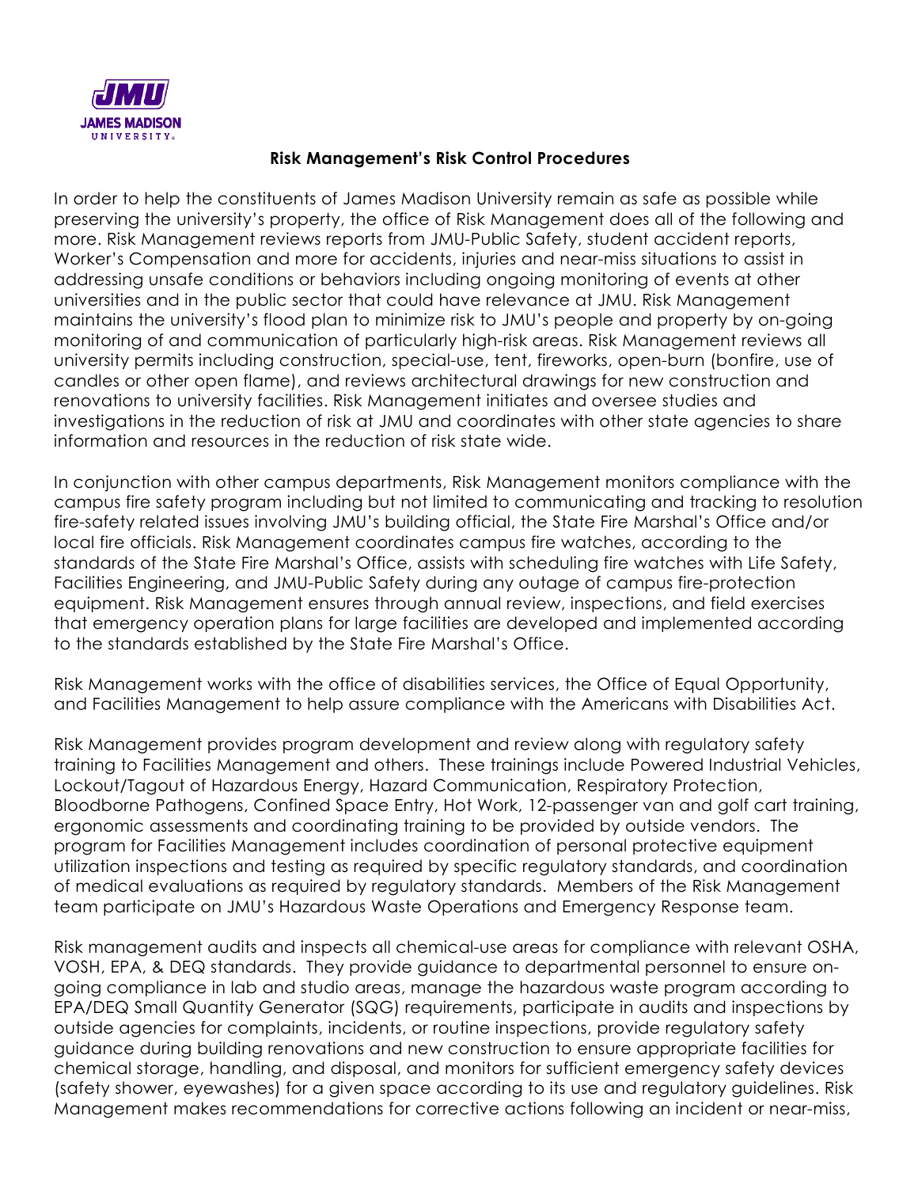**Risk Management's Risk Control Procedures**

In order to help the constituents of James Madison University remain as safe as possible while preserving the university's property, the office of Risk Management does all of the following and more. Risk Management reviews reports from JMU-Public Safety, student accident reports, Worker's Compensation and more for accidents, injuries and near-miss situations to assist in addressing unsafe conditions or behaviors including ongoing monitoring of events at other universities and in the public sector that could have relevance at JMU. Risk Management maintains the university's flood plan to minimize risk to JMU's people and property by on-going monitoring of and communication of particularly high-risk areas. Risk Management reviews all university permits including construction, special-use, tent, fireworks, open-burn (bonfire, use of candles or other open flame), and reviews architectural drawings for new construction and renovations to university facilities. Risk Management initiates and oversee studies and investigations in the reduction of risk at JMU and coordinates with other state agencies to share information and resources in the reduction of risk state wide.

In conjunction with other campus departments, Risk Management monitors compliance with the campus fire safety program including but not limited to communicating and tracking to resolution fire-safety related issues involving JMU's building official, the State Fire Marshal's Office and/or local fire officials. Risk Management coordinates campus fire watches, according to the standards of the State Fire Marshal's Office, assists with scheduling fire watches with Life Safety, Facilities Engineering, and JMU-Public Safety during any outage of campus fire-protection equipment. Risk Management ensures through annual review, inspections, and field exercises that emergency operation plans for large facilities are developed and implemented according to the standards established by the State Fire Marshal's Office.

Risk Management works with the office of disabilities services, the Office of Equal Opportunity, and Facilities Management to help assure compliance with the Americans with Disabilities Act.

Risk Management provides program development and review along with regulatory safety training to Facilities Management and others. These trainings include Powered Industrial Vehicles, Lockout/Tagout of Hazardous Energy, Hazard Communication, Respiratory Protection, Bloodborne Pathogens, Confined Space Entry, Hot Work, 12-passenger van and golf cart training, ergonomic assessments and coordinating training to be provided by outside vendors. The program for Facilities Management includes coordination of personal protective equipment utilization inspections and testing as required by specific regulatory standards, and coordination of medical evaluations as required by regulatory standards. Members of the Risk Management team participate on JMU's Hazardous Waste Operations and Emergency Response team.

Risk management audits and inspects all chemical-use areas for compliance with relevant OSHA, VOSH, EPA, & DEQ standards. They provide guidance to departmental personnel to ensure on-going compliance in lab and studio areas, manage the hazardous waste program according to EPA/DEQ Small Quantity Generator (SQG) requirements, participate in audits and inspections by outside agencies for complaints, incidents, or routine inspections, provide regulatory safety guidance during building renovations and new construction to ensure appropriate facilities for chemical storage, handling, and disposal, and monitors for sufficient emergency safety devices (safety shower, eyewashes) for a given space according to its use and regulatory guidelines. Risk Management makes recommendations for corrective actions following an incident or near-miss,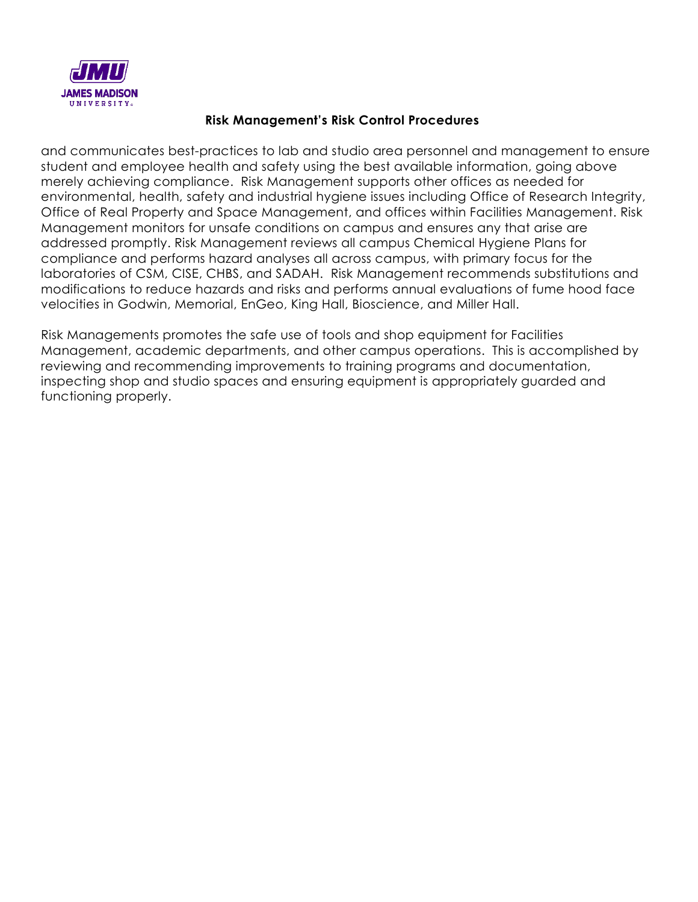and communicates best-practices to lab and studio area personnel and management to ensure student and employee health and safety using the best available information, going above merely achieving compliance. Risk Management supports other offices as needed for environmental, health, safety and industrial hygiene issues including Office of Research Integrity, Office of Real Property and Space Management, and offices within Facilities Management. Risk Management monitors for unsafe conditions on campus and ensures any that arise are addressed promptly. Risk Management reviews all campus Chemical Hygiene Plans for compliance and performs hazard analyses all across campus, with primary focus for the laboratories of CSM, CISE, CHBS, and SADAH. Risk Management recommends substitutions and modifications to reduce hazards and risks and performs annual evaluations of fume hood face velocities in Godwin, Memorial, EnGeo, King Hall, Bioscience, and Miller Hall.

Risk Managements promotes the safe use of tools and shop equipment for Facilities Management, academic departments, and other campus operations. This is accomplished by reviewing and recommending improvements to training programs and documentation, inspecting shop and studio spaces and ensuring equipment is appropriately guarded and functioning properly.